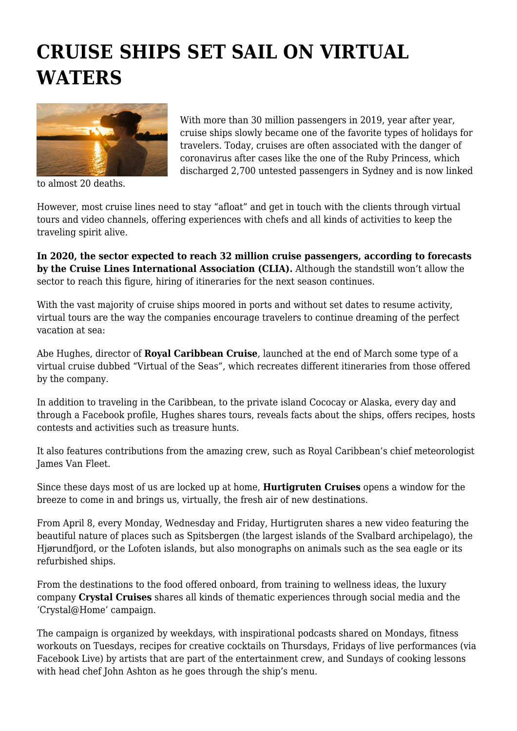# CRUISE SHIPS SET SAIL ON VIRTUAL WATERS

With more than 30 million passengers in 2019, year after year, cruise ships slowly became one of the favorite types of holidays for travelers. Today, cruises are often associated with the danger of coronavirus after cases like the one of the Ruby Princess, which discharged 2,700 untested passengers in Sydney and is now linked to almost 20 deaths.

However, most cruise lines need to stay "afloat" and get in touch with the clients through virtual tours and video channels, offering experiences with chefs and all kinds of activities to keep the traveling spirit alive.

**In 2020, the sector expected to reach 32 million cruise passengers, according to forecasts by the Cruise Lines International Association (CLIA).** Although the standstill won't allow the sector to reach this figure, hiring of itineraries for the next season continues.

With the vast majority of cruise ships moored in ports and without set dates to resume activity, virtual tours are the way the companies encourage travelers to continue dreaming of the perfect vacation at sea:

Abe Hughes, director of **Royal Caribbean Cruise**, launched at the end of March some type of a virtual cruise dubbed "Virtual of the Seas", which recreates different itineraries from those offered by the company.

In addition to traveling in the Caribbean, to the private island Cococay or Alaska, every day and through a Facebook profile, Hughes shares tours, reveals facts about the ships, offers recipes, hosts contests and activities such as treasure hunts.

It also features contributions from the amazing crew, such as Royal Caribbean's chief meteorologist James Van Fleet.

Since these days most of us are locked up at home, **Hurtigruten Cruises** opens a window for the breeze to come in and brings us, virtually, the fresh air of new destinations.

From April 8, every Monday, Wednesday and Friday, Hurtigruten shares a new video featuring the beautiful nature of places such as Spitsbergen (the largest islands of the Svalbard archipelago), the Hjørundfjord, or the Lofoten islands, but also monographs on animals such as the sea eagle or its refurbished ships.

From the destinations to the food offered onboard, from training to wellness ideas, the luxury company **Crystal Cruises** shares all kinds of thematic experiences through social media and the 'Crystal@Home' campaign.

The campaign is organized by weekdays, with inspirational podcasts shared on Mondays, fitness workouts on Tuesdays, recipes for creative cocktails on Thursdays, Fridays of live performances (via Facebook Live) by artists that are part of the entertainment crew, and Sundays of cooking lessons with head chef John Ashton as he goes through the ship's menu.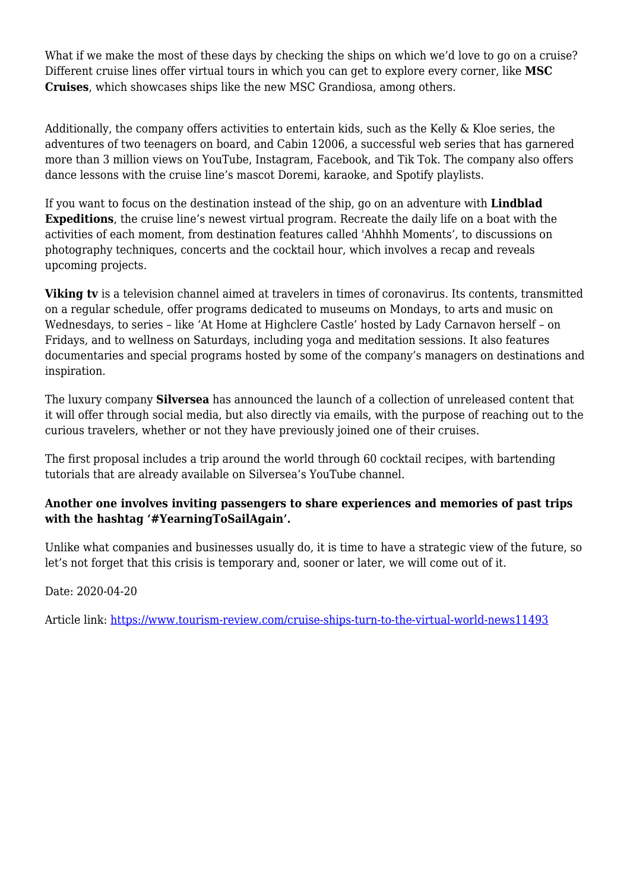What if we make the most of these days by checking the ships on which we'd love to go on a cruise? Different cruise lines offer virtual tours in which you can get to explore every corner, like **MSC Cruises**, which showcases ships like the new MSC Grandiosa, among others.

Additionally, the company offers activities to entertain kids, such as the Kelly & Kloe series, the adventures of two teenagers on board, and Cabin 12006, a successful web series that has garnered more than 3 million views on YouTube, Instagram, Facebook, and Tik Tok. The company also offers dance lessons with the cruise line's mascot Doremi, karaoke, and Spotify playlists.

If you want to focus on the destination instead of the ship, go on an adventure with **Lindblad Expeditions**, the cruise line's newest virtual program. Recreate the daily life on a boat with the activities of each moment, from destination features called 'Ahhhh Moments', to discussions on photography techniques, concerts and the cocktail hour, which involves a recap and reveals upcoming projects.

**Viking tv** is a television channel aimed at travelers in times of coronavirus. Its contents, transmitted on a regular schedule, offer programs dedicated to museums on Mondays, to arts and music on Wednesdays, to series – like 'At Home at Highclere Castle' hosted by Lady Carnavon herself – on Fridays, and to wellness on Saturdays, including yoga and meditation sessions. It also features documentaries and special programs hosted by some of the company's managers on destinations and inspiration.

The luxury company **Silversea** has announced the launch of a collection of unreleased content that it will offer through social media, but also directly via emails, with the purpose of reaching out to the curious travelers, whether or not they have previously joined one of their cruises.

The first proposal includes a trip around the world through 60 cocktail recipes, with bartending tutorials that are already available on Silversea's YouTube channel.

**Another one involves inviting passengers to share experiences and memories of past trips with the hashtag '#YearningToSailAgain'.**

Unlike what companies and businesses usually do, it is time to have a strategic view of the future, so let's not forget that this crisis is temporary and, sooner or later, we will come out of it.

Date: 2020-04-20

Article link: https://www.tourism-review.com/cruise-ships-turn-to-the-virtual-world-news11493